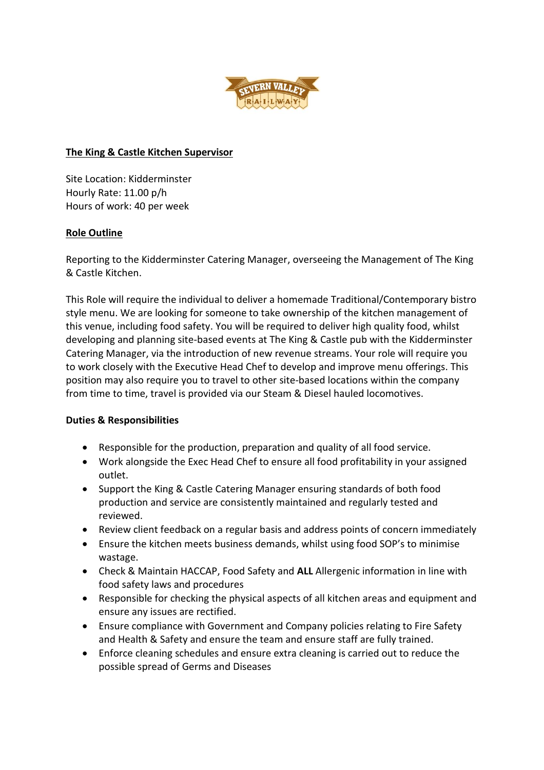## The King & Castle Kitchen Supervisor

Site Location: Kidderminster
Hourly Rate: 11.00 p/h
Hours of work: 40 per week

### Role Outline

Reporting to the Kidderminster Catering Manager, overseeing the Management of The King & Castle Kitchen.

This Role will require the individual to deliver a homemade Traditional/Contemporary bistro style menu. We are looking for someone to take ownership of the kitchen management of this venue, including food safety. You will be required to deliver high quality food, whilst developing and planning site-based events at The King & Castle pub with the Kidderminster Catering Manager, via the introduction of new revenue streams. Your role will require you to work closely with the Executive Head Chef to develop and improve menu offerings. This position may also require you to travel to other site-based locations within the company from time to time, travel is provided via our Steam & Diesel hauled locomotives.

**Duties & Responsibilities**

- Responsible for the production, preparation and quality of all food service.
- Work alongside the Exec Head Chef to ensure all food profitability in your assigned outlet.
- Support the King & Castle Catering Manager ensuring standards of both food production and service are consistently maintained and regularly tested and reviewed.
- Review client feedback on a regular basis and address points of concern immediately
- Ensure the kitchen meets business demands, whilst using food SOP's to minimise wastage.
- Check & Maintain HACCAP, Food Safety and **ALL** Allergenic information in line with food safety laws and procedures
- Responsible for checking the physical aspects of all kitchen areas and equipment and ensure any issues are rectified.
- Ensure compliance with Government and Company policies relating to Fire Safety and Health & Safety and ensure the team and ensure staff are fully trained.
- Enforce cleaning schedules and ensure extra cleaning is carried out to reduce the possible spread of Germs and Diseases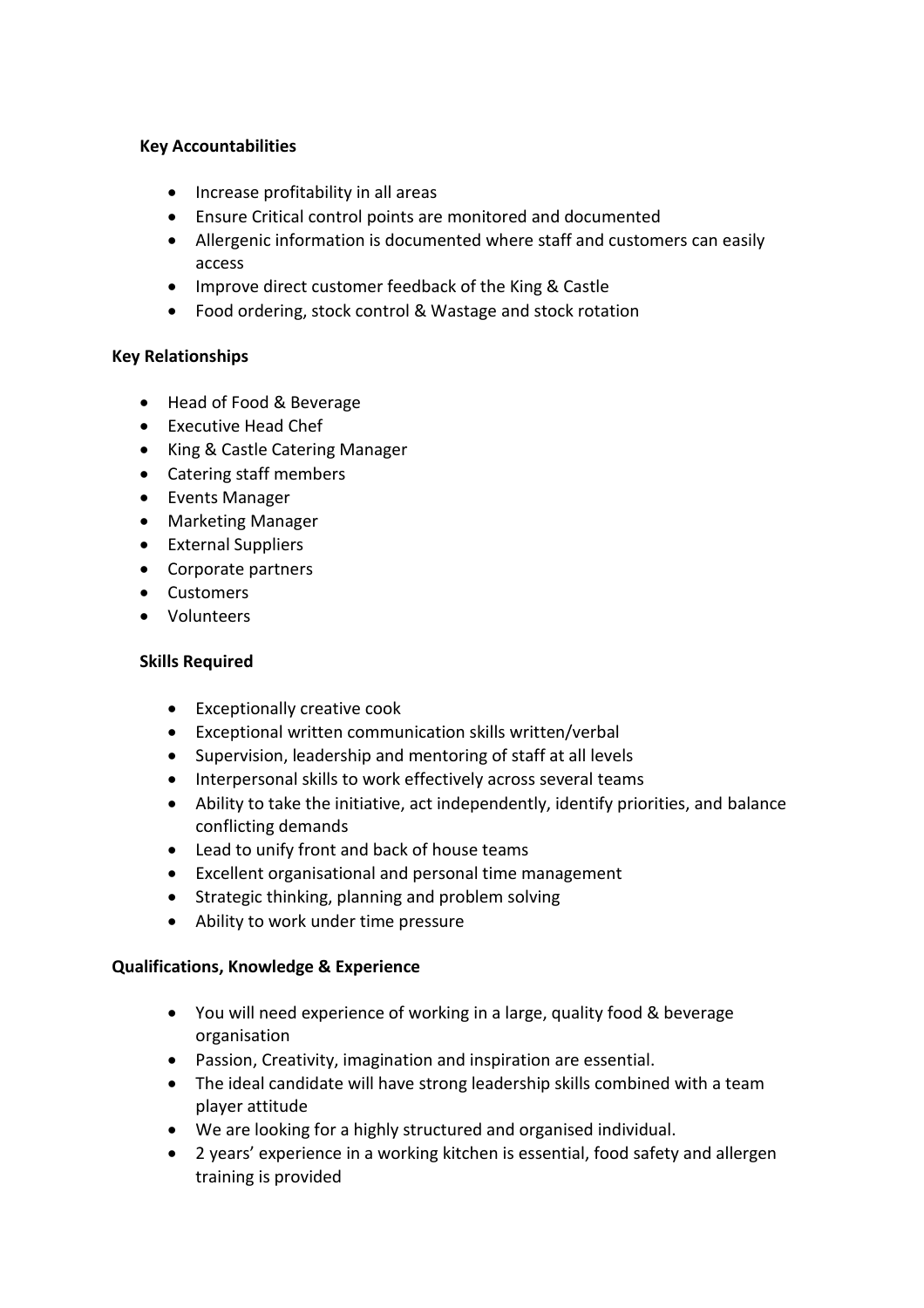**Key Accountabilities**

- Increase profitability in all areas
- Ensure Critical control points are monitored and documented
- Allergenic information is documented where staff and customers can easily access
- Improve direct customer feedback of the King & Castle
- Food ordering, stock control & Wastage and stock rotation

**Key Relationships**

- Head of Food & Beverage
- Executive Head Chef
- King & Castle Catering Manager
- Catering staff members
- Events Manager
- Marketing Manager
- External Suppliers
- Corporate partners
- Customers
- Volunteers

**Skills Required**

- Exceptionally creative cook
- Exceptional written communication skills written/verbal
- Supervision, leadership and mentoring of staff at all levels
- Interpersonal skills to work effectively across several teams
- Ability to take the initiative, act independently, identify priorities, and balance conflicting demands
- Lead to unify front and back of house teams
- Excellent organisational and personal time management
- Strategic thinking, planning and problem solving
- Ability to work under time pressure

**Qualifications, Knowledge & Experience**

- You will need experience of working in a large, quality food & beverage organisation
- Passion, Creativity, imagination and inspiration are essential.
- The ideal candidate will have strong leadership skills combined with a team player attitude
- We are looking for a highly structured and organised individual.
- 2 years' experience in a working kitchen is essential, food safety and allergen training is provided